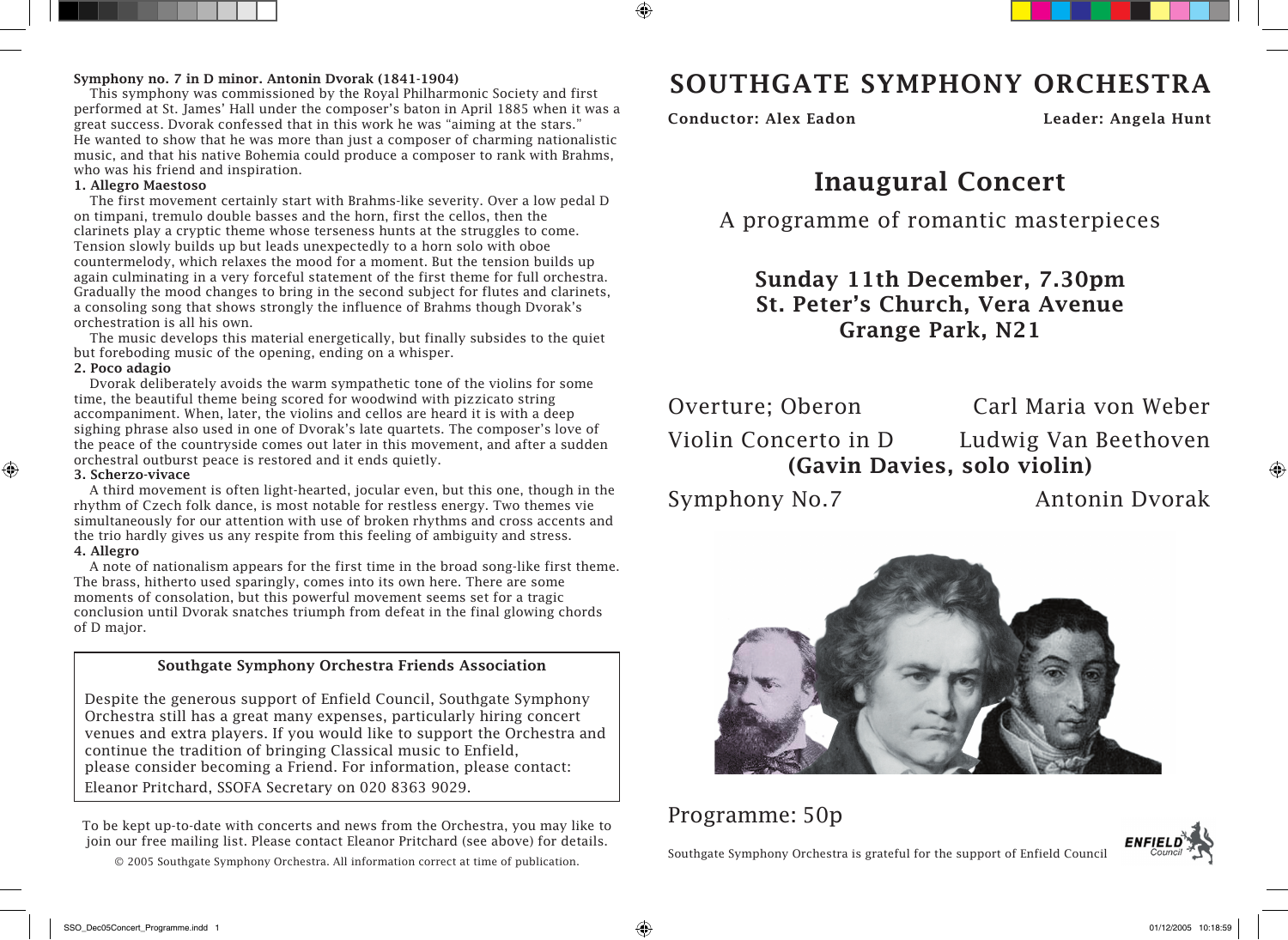**Symphony no. 7 in D minor. Antonin Dvorak (1841-1904)**

This symphony was commissioned by the Royal Philharmonic Society and first performed at St. James' Hall under the composer's baton in April 1885 when it was a great success. Dvorak confessed that in this work he was "aiming at the stars." He wanted to show that he was more than just a composer of charming nationalistic music, and that his native Bohemia could produce a composer to rank with Brahms, who was his friend and inspiration.

**1. Allegro Maestoso**

The first movement certainly start with Brahms-like severity. Over a low pedal D on timpani, tremulo double basses and the horn, first the cellos, then the clarinets play a cryptic theme whose terseness hunts at the struggles to come. Tension slowly builds up but leads unexpectedly to a horn solo with oboe countermelody, which relaxes the mood for a moment. But the tension builds up again culminating in a very forceful statement of the first theme for full orchestra. Gradually the mood changes to bring in the second subject for flutes and clarinets, a consoling song that shows strongly the influence of Brahms though Dvorak's orchestration is all his own.

The music develops this material energetically, but finally subsides to the quiet but foreboding music of the opening, ending on a whisper.

**2. Poco adagio**

Dvorak deliberately avoids the warm sympathetic tone of the violins for some time, the beautiful theme being scored for woodwind with pizzicato string accompaniment. When, later, the violins and cellos are heard it is with a deep sighing phrase also used in one of Dvorak's late quartets. The composer's love of the peace of the countryside comes out later in this movement, and after a sudden orchestral outburst peace is restored and it ends quietly.

**3. Scherzo-vivace**

A third movement is often light-hearted, jocular even, but this one, though in the rhythm of Czech folk dance, is most notable for restless energy. Two themes vie simultaneously for our attention with use of broken rhythms and cross accents and the trio hardly gives us any respite from this feeling of ambiguity and stress.

**4. Allegro**

A note of nationalism appears for the first time in the broad song-like first theme. The brass, hitherto used sparingly, comes into its own here. There are some moments of consolation, but this powerful movement seems set for a tragic conclusion until Dvorak snatches triumph from defeat in the final glowing chords of D major.

---

**Southgate Symphony Orchestra Friends Association**

Despite the generous support of Enfield Council, Southgate Symphony Orchestra still has a great many expenses, particularly hiring concert venues and extra players. If you would like to support the Orchestra and continue the tradition of bringing Classical music to Enfield, please consider becoming a Friend. For information, please contact: Eleanor Pritchard, SSOFA Secretary on 020 8363 9029.

---

To be kept up-to-date with concerts and news from the Orchestra, you may like to join our free mailing list. Please contact Eleanor Pritchard (see above) for details.

© 2005 Southgate Symphony Orchestra. All information correct at time of publication.

# SOUTHGATE SYMPHONY ORCHESTRA

**Conductor: Alex Eadon** — **Leader: Angela Hunt**

## Inaugural Concert

A programme of romantic masterpieces

**Sunday 11th December, 7.30pm**
**St. Peter's Church, Vera Avenue**
**Grange Park, N21**

Overture; Oberon — Carl Maria von Weber

Violin Concerto in D — Ludwig Van Beethoven
**(Gavin Davies, solo violin)**

Symphony No.7 — Antonin Dvorak

Programme: 50p

Southgate Symphony Orchestra is grateful for the support of Enfield Council

ENFIELD Council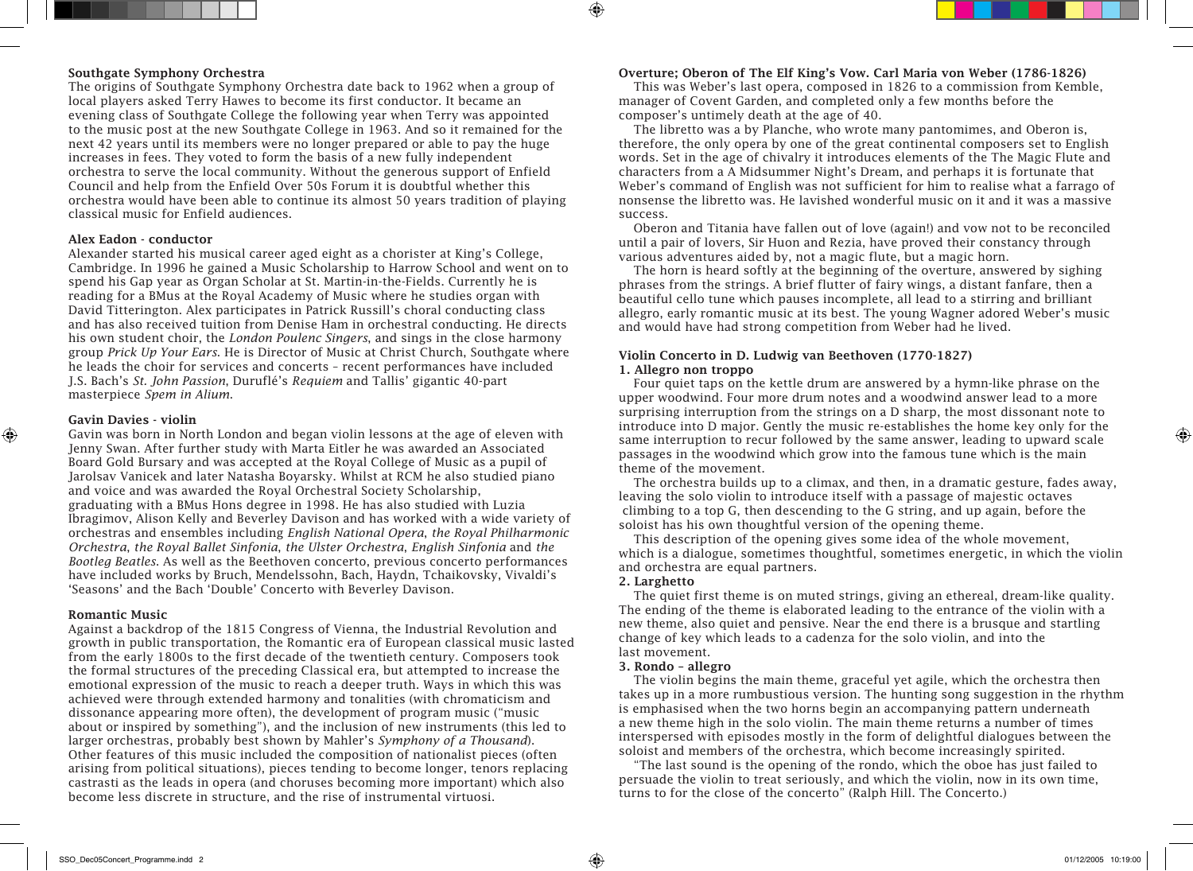**Southgate Symphony Orchestra**

The origins of Southgate Symphony Orchestra date back to 1962 when a group of local players asked Terry Hawes to become its first conductor. It became an evening class of Southgate College the following year when Terry was appointed to the music post at the new Southgate College in 1963. And so it remained for the next 42 years until its members were no longer prepared or able to pay the huge increases in fees. They voted to form the basis of a new fully independent orchestra to serve the local community. Without the generous support of Enfield Council and help from the Enfield Over 50s Forum it is doubtful whether this orchestra would have been able to continue its almost 50 years tradition of playing classical music for Enfield audiences.

**Alex Eadon - conductor**

Alexander started his musical career aged eight as a chorister at King's College, Cambridge. In 1996 he gained a Music Scholarship to Harrow School and went on to spend his Gap year as Organ Scholar at St. Martin-in-the-Fields. Currently he is reading for a BMus at the Royal Academy of Music where he studies organ with David Titterington. Alex participates in Patrick Russill's choral conducting class and has also received tuition from Denise Ham in orchestral conducting. He directs his own student choir, the *London Poulenc Singers*, and sings in the close harmony group *Prick Up Your Ears*. He is Director of Music at Christ Church, Southgate where he leads the choir for services and concerts – recent performances have included J.S. Bach's *St. John Passion*, Duruflé's *Requiem* and Tallis' gigantic 40-part masterpiece *Spem in Alium*.

**Gavin Davies - violin**

Gavin was born in North London and began violin lessons at the age of eleven with Jenny Swan. After further study with Marta Eitler he was awarded an Associated Board Gold Bursary and was accepted at the Royal College of Music as a pupil of Jarolsav Vanicek and later Natasha Boyarsky. Whilst at RCM he also studied piano and voice and was awarded the Royal Orchestral Society Scholarship, graduating with a BMus Hons degree in 1998. He has also studied with Luzia Ibragimov, Alison Kelly and Beverley Davison and has worked with a wide variety of orchestras and ensembles including *English National Opera*, *the Royal Philharmonic Orchestra*, *the Royal Ballet Sinfonia*, *the Ulster Orchestra*, *English Sinfonia* and *the Bootleg Beatles*. As well as the Beethoven concerto, previous concerto performances have included works by Bruch, Mendelssohn, Bach, Haydn, Tchaikovsky, Vivaldi's 'Seasons' and the Bach 'Double' Concerto with Beverley Davison.

**Romantic Music**

Against a backdrop of the 1815 Congress of Vienna, the Industrial Revolution and growth in public transportation, the Romantic era of European classical music lasted from the early 1800s to the first decade of the twentieth century. Composers took the formal structures of the preceding Classical era, but attempted to increase the emotional expression of the music to reach a deeper truth. Ways in which this was achieved were through extended harmony and tonalities (with chromaticism and dissonance appearing more often), the development of program music ("music about or inspired by something"), and the inclusion of new instruments (this led to larger orchestras, probably best shown by Mahler's *Symphony of a Thousand*). Other features of this music included the composition of nationalist pieces (often arising from political situations), pieces tending to become longer, tenors replacing castrasti as the leads in opera (and choruses becoming more important) which also become less discrete in structure, and the rise of instrumental virtuosi.

**Overture; Oberon of The Elf King's Vow. Carl Maria von Weber (1786-1826)**

This was Weber's last opera, composed in 1826 to a commission from Kemble, manager of Covent Garden, and completed only a few months before the composer's untimely death at the age of 40.

The libretto was a by Planche, who wrote many pantomimes, and Oberon is, therefore, the only opera by one of the great continental composers set to English words. Set in the age of chivalry it introduces elements of the The Magic Flute and characters from a A Midsummer Night's Dream, and perhaps it is fortunate that Weber's command of English was not sufficient for him to realise what a farrago of nonsense the libretto was. He lavished wonderful music on it and it was a massive success.

Oberon and Titania have fallen out of love (again!) and vow not to be reconciled until a pair of lovers, Sir Huon and Rezia, have proved their constancy through various adventures aided by, not a magic flute, but a magic horn.

The horn is heard softly at the beginning of the overture, answered by sighing phrases from the strings. A brief flutter of fairy wings, a distant fanfare, then a beautiful cello tune which pauses incomplete, all lead to a stirring and brilliant allegro, early romantic music at its best. The young Wagner adored Weber's music and would have had strong competition from Weber had he lived.

**Violin Concerto in D. Ludwig van Beethoven (1770-1827)**

**1. Allegro non troppo**

Four quiet taps on the kettle drum are answered by a hymn-like phrase on the upper woodwind. Four more drum notes and a woodwind answer lead to a more surprising interruption from the strings on a D sharp, the most dissonant note to introduce into D major. Gently the music re-establishes the home key only for the same interruption to recur followed by the same answer, leading to upward scale passages in the woodwind which grow into the famous tune which is the main theme of the movement.

The orchestra builds up to a climax, and then, in a dramatic gesture, fades away, leaving the solo violin to introduce itself with a passage of majestic octaves climbing to a top G, then descending to the G string, and up again, before the soloist has his own thoughtful version of the opening theme.

This description of the opening gives some idea of the whole movement, which is a dialogue, sometimes thoughtful, sometimes energetic, in which the violin and orchestra are equal partners.

**2. Larghetto**

The quiet first theme is on muted strings, giving an ethereal, dream-like quality. The ending of the theme is elaborated leading to the entrance of the violin with a new theme, also quiet and pensive. Near the end there is a brusque and startling change of key which leads to a cadenza for the solo violin, and into the last movement.

**3. Rondo – allegro**

The violin begins the main theme, graceful yet agile, which the orchestra then takes up in a more rumbustious version. The hunting song suggestion in the rhythm is emphasised when the two horns begin an accompanying pattern underneath a new theme high in the solo violin. The main theme returns a number of times interspersed with episodes mostly in the form of delightful dialogues between the soloist and members of the orchestra, which become increasingly spirited.

"The last sound is the opening of the rondo, which the oboe has just failed to persuade the violin to treat seriously, and which the violin, now in its own time, turns to for the close of the concerto" (Ralph Hill. The Concerto.)